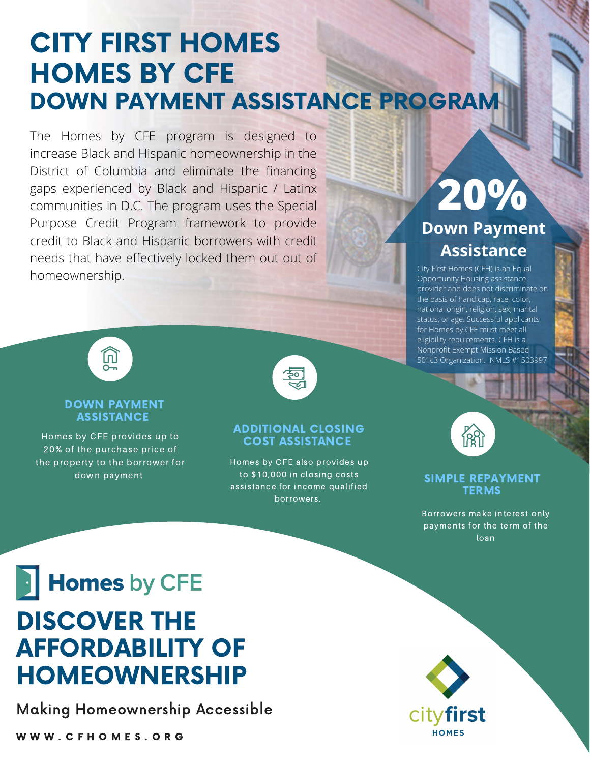# CITY FIRST HOMES
# HOMES BY CFE
## DOWN PAYMENT ASSISTANCE PROGRAM

The Homes by CFE program is designed to increase Black and Hispanic homeownership in the District of Columbia and eliminate the financing gaps experienced by Black and Hispanic / Latinx communities in D.C. The program uses the Special Purpose Credit Program framework to provide credit to Black and Hispanic borrowers with credit needs that have effectively locked them out of homeownership.

## 20% Down Payment Assistance

City First Homes (CFH) is an Equal Opportunity Housing assistance provider and does not discriminate on the basis of handicap, race, color, national origin, religion, sex, marital status, or age. Successful applicants for Homes by CFE must meet all eligibility requirements. CFH is a Nonprofit Exempt Mission Based 501c3 Organization. NMLS #1503997

### DOWN PAYMENT ASSISTANCE

Homes by CFE provides up to 20% of the purchase price of the property to the borrower for down payment

### ADDITIONAL CLOSING COST ASSISTANCE

Homes by CFE also provides up to $10,000 in closing costs assistance for income qualified borrowers.

### SIMPLE REPAYMENT TERMS

Borrowers make interest only payments for the term of the loan

**Homes by CFE**

# DISCOVER THE AFFORDABILITY OF HOMEOWNERSHIP

Making Homeownership Accessible

WWW.CFHOMES.ORG

cityfirst HOMES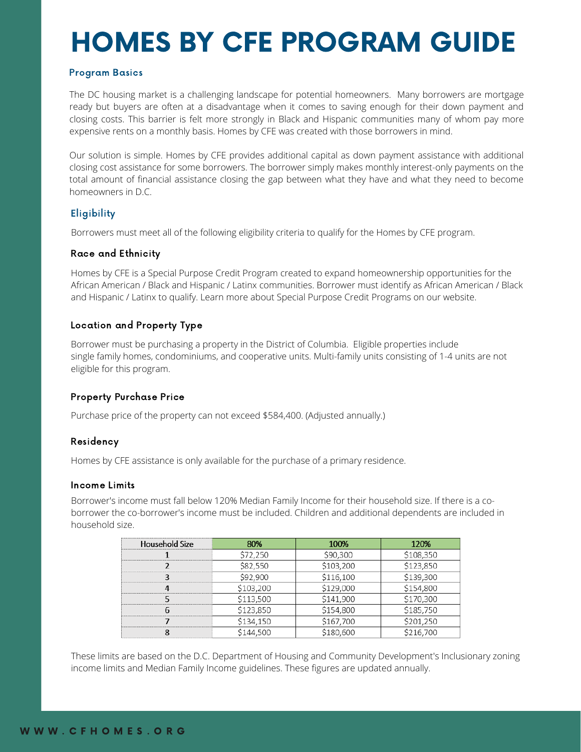# HOMES BY CFE PROGRAM GUIDE

## Program Basics

The DC housing market is a challenging landscape for potential homeowners. Many borrowers are mortgage ready but buyers are often at a disadvantage when it comes to saving enough for their down payment and closing costs. This barrier is felt more strongly in Black and Hispanic communities many of whom pay more expensive rents on a monthly basis. Homes by CFE was created with those borrowers in mind.

Our solution is simple. Homes by CFE provides additional capital as down payment assistance with additional closing cost assistance for some borrowers. The borrower simply makes monthly interest-only payments on the total amount of financial assistance closing the gap between what they have and what they need to become homeowners in D.C.

## Eligibility

Borrowers must meet all of the following eligibility criteria to qualify for the Homes by CFE program.

### Race and Ethnicity

Homes by CFE is a Special Purpose Credit Program created to expand homeownership opportunities for the African American / Black and Hispanic / Latinx communities. Borrower must identify as African American / Black and Hispanic / Latinx to qualify. Learn more about Special Purpose Credit Programs on our website.

### Location and Property Type

Borrower must be purchasing a property in the District of Columbia. Eligible properties include single family homes, condominiums, and cooperative units. Multi-family units consisting of 1-4 units are not eligible for this program.

### Property Purchase Price

Purchase price of the property can not exceed $584,400. (Adjusted annually.)

### Residency

Homes by CFE assistance is only available for the purchase of a primary residence.

### Income Limits

Borrower's income must fall below 120% Median Family Income for their household size. If there is a co-borrower the co-borrower's income must be included. Children and additional dependents are included in household size.

| Household Size | 80% | 100% | 120% |
|---|---|---|---|
| 1 | $72,250 | $90,300 | $108,350 |
| 2 | $82,550 | $103,200 | $123,850 |
| 3 | $92,900 | $116,100 | $139,300 |
| 4 | $103,200 | $129,000 | $154,800 |
| 5 | $113,500 | $141,900 | $170,300 |
| 6 | $123,850 | $154,800 | $185,750 |
| 7 | $134,150 | $167,700 | $201,250 |
| 8 | $144,500 | $180,600 | $216,700 |

These limits are based on the D.C. Department of Housing and Community Development's Inclusionary zoning income limits and Median Family Income guidelines. These figures are updated annually.

WWW.CFHOMES.ORG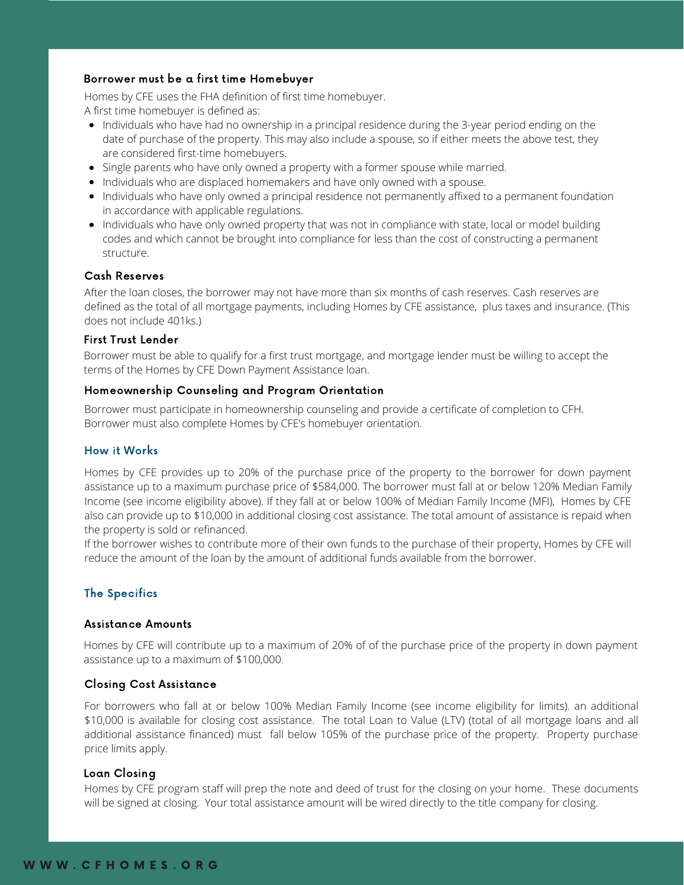### Borrower must be a first time Homebuyer

Homes by CFE uses the FHA definition of first time homebuyer.
A first time homebuyer is defined as:

- Individuals who have had no ownership in a principal residence during the 3-year period ending on the date of purchase of the property. This may also include a spouse, so if either meets the above test, they are considered first-time homebuyers.
- Single parents who have only owned a property with a former spouse while married.
- Individuals who are displaced homemakers and have only owned with a spouse.
- Individuals who have only owned a principal residence not permanently affixed to a permanent foundation in accordance with applicable regulations.
- Individuals who have only owned property that was not in compliance with state, local or model building codes and which cannot be brought into compliance for less than the cost of constructing a permanent structure.

### Cash Reserves

After the loan closes, the borrower may not have more than six months of cash reserves. Cash reserves are defined as the total of all mortgage payments, including Homes by CFE assistance, plus taxes and insurance. (This does not include 401ks.)

### First Trust Lender

Borrower must be able to qualify for a first trust mortgage, and mortgage lender must be willing to accept the terms of the Homes by CFE Down Payment Assistance loan.

### Homeownership Counseling and Program Orientation

Borrower must participate in homeownership counseling and provide a certificate of completion to CFH. Borrower must also complete Homes by CFE's homebuyer orientation.

## How it Works

Homes by CFE provides up to 20% of the purchase price of the property to the borrower for down payment assistance up to a maximum purchase price of $584,000. The borrower must fall at or below 120% Median Family Income (see income eligibility above). If they fall at or below 100% of Median Family Income (MFI), Homes by CFE also can provide up to $10,000 in additional closing cost assistance. The total amount of assistance is repaid when the property is sold or refinanced.
If the borrower wishes to contribute more of their own funds to the purchase of their property, Homes by CFE will reduce the amount of the loan by the amount of additional funds available from the borrower.

## The Specifics

### Assistance Amounts

Homes by CFE will contribute up to a maximum of 20% of of the purchase price of the property in down payment assistance up to a maximum of $100,000.

### Closing Cost Assistance

For borrowers who fall at or below 100% Median Family Income (see income eligibility for limits). an additional $10,000 is available for closing cost assistance. The total Loan to Value (LTV) (total of all mortgage loans and all additional assistance financed) must fall below 105% of the purchase price of the property. Property purchase price limits apply.

### Loan Closing

Homes by CFE program staff will prep the note and deed of trust for the closing on your home. These documents will be signed at closing. Your total assistance amount will be wired directly to the title company for closing.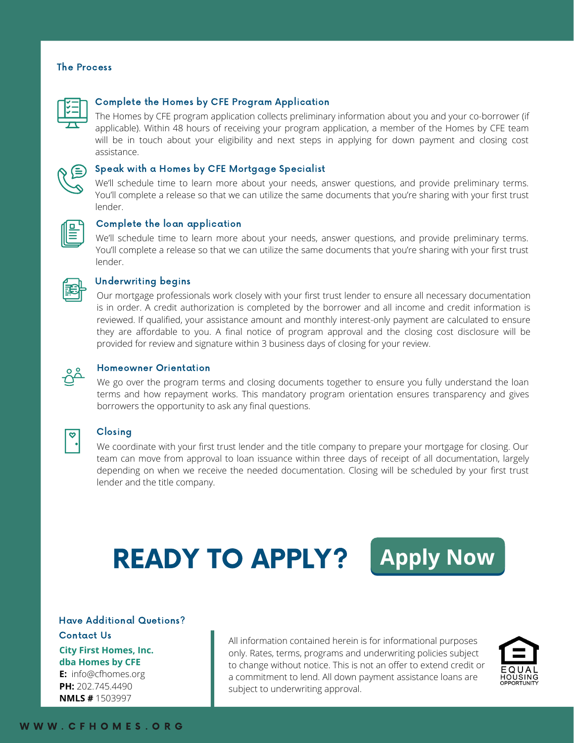## The Process

### Complete the Homes by CFE Program Application

The Homes by CFE program application collects preliminary information about you and your co-borrower (if applicable). Within 48 hours of receiving your program application, a member of the Homes by CFE team will be in touch about your eligibility and next steps in applying for down payment and closing cost assistance.

### Speak with a Homes by CFE Mortgage Specialist

We'll schedule time to learn more about your needs, answer questions, and provide preliminary terms. You'll complete a release so that we can utilize the same documents that you're sharing with your first trust lender.

### Complete the loan application

We'll schedule time to learn more about your needs, answer questions, and provide preliminary terms. You'll complete a release so that we can utilize the same documents that you're sharing with your first trust lender.

### Underwriting begins

Our mortgage professionals work closely with your first trust lender to ensure all necessary documentation is in order. A credit authorization is completed by the borrower and all income and credit information is reviewed. If qualified, your assistance amount and monthly interest-only payment are calculated to ensure they are affordable to you. A final notice of program approval and the closing cost disclosure will be provided for review and signature within 3 business days of closing for your review.

### Homeowner Orientation

We go over the program terms and closing documents together to ensure you fully understand the loan terms and how repayment works. This mandatory program orientation ensures transparency and gives borrowers the opportunity to ask any final questions.

### Closing

We coordinate with your first trust lender and the title company to prepare your mortgage for closing. Our team can move from approval to loan issuance within three days of receipt of all documentation, largely depending on when we receive the needed documentation. Closing will be scheduled by your first trust lender and the title company.

# READY TO APPLY?

**Apply Now**

### Have Additional Quetions?

### Contact Us

**City First Homes, Inc.**
**dba Homes by CFE**
**E:** info@cfhomes.org
**PH:** 202.745.4490
**NMLS #** 1503997

All information contained herein is for informational purposes only. Rates, terms, programs and underwriting policies subject to change without notice. This is not an offer to extend credit or a commitment to lend. All down payment assistance loans are subject to underwriting approval.

EQUAL HOUSING OPPORTUNITY

WWW.CFHOMES.ORG